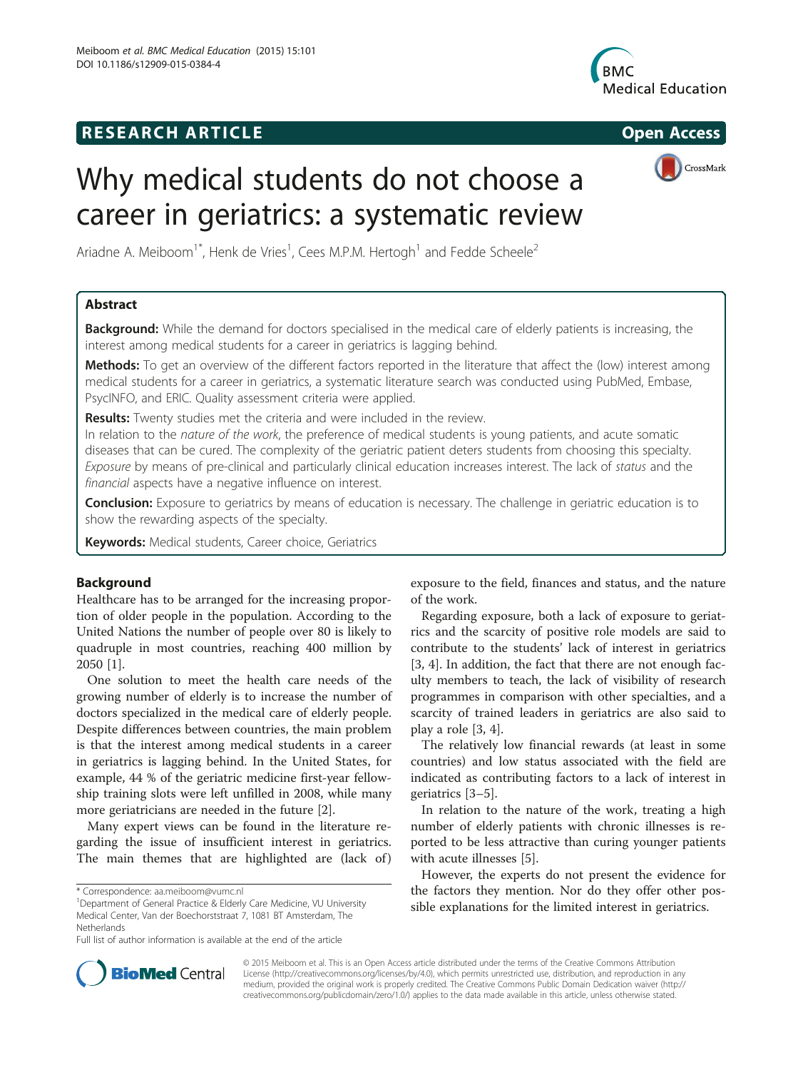**RESEARCH ARTICLE** **Open Access**

# Why medical students do not choose a career in geriatrics: a systematic review

Ariadne A. Meiboom[1*], Henk de Vries[1], Cees M.P.M. Hertogh[1] and Fedde Scheele[2]

## Abstract

**Background:** While the demand for doctors specialised in the medical care of elderly patients is increasing, the interest among medical students for a career in geriatrics is lagging behind.

**Methods:** To get an overview of the different factors reported in the literature that affect the (low) interest among medical students for a career in geriatrics, a systematic literature search was conducted using PubMed, Embase, PsycINFO, and ERIC. Quality assessment criteria were applied.

**Results:** Twenty studies met the criteria and were included in the review.

In relation to the *nature of the work*, the preference of medical students is young patients, and acute somatic diseases that can be cured. The complexity of the geriatric patient deters students from choosing this specialty. *Exposure* by means of pre-clinical and particularly clinical education increases interest. The lack of *status* and the *financial* aspects have a negative influence on interest.

**Conclusion:** Exposure to geriatrics by means of education is necessary. The challenge in geriatric education is to show the rewarding aspects of the specialty.

**Keywords:** Medical students, Career choice, Geriatrics

## Background

Healthcare has to be arranged for the increasing proportion of older people in the population. According to the United Nations the number of people over 80 is likely to quadruple in most countries, reaching 400 million by 2050 [1].

One solution to meet the health care needs of the growing number of elderly is to increase the number of doctors specialized in the medical care of elderly people. Despite differences between countries, the main problem is that the interest among medical students in a career in geriatrics is lagging behind. In the United States, for example, 44 % of the geriatric medicine first-year fellowship training slots were left unfilled in 2008, while many more geriatricians are needed in the future [2].

Many expert views can be found in the literature regarding the issue of insufficient interest in geriatrics. The main themes that are highlighted are (lack of) exposure to the field, finances and status, and the nature of the work.

Regarding exposure, both a lack of exposure to geriatrics and the scarcity of positive role models are said to contribute to the students' lack of interest in geriatrics [3, 4]. In addition, the fact that there are not enough faculty members to teach, the lack of visibility of research programmes in comparison with other specialties, and a scarcity of trained leaders in geriatrics are also said to play a role [3, 4].

The relatively low financial rewards (at least in some countries) and low status associated with the field are indicated as contributing factors to a lack of interest in geriatrics [3–5].

In relation to the nature of the work, treating a high number of elderly patients with chronic illnesses is reported to be less attractive than curing younger patients with acute illnesses [5].

However, the experts do not present the evidence for the factors they mention. Nor do they offer other possible explanations for the limited interest in geriatrics.

\* Correspondence: aa.meiboom@vumc.nl
[1]Department of General Practice & Elderly Care Medicine, VU University Medical Center, Van der Boechorststraat 7, 1081 BT Amsterdam, The Netherlands
Full list of author information is available at the end of the article

© 2015 Meiboom et al. This is an Open Access article distributed under the terms of the Creative Commons Attribution License (http://creativecommons.org/licenses/by/4.0), which permits unrestricted use, distribution, and reproduction in any medium, provided the original work is properly credited. The Creative Commons Public Domain Dedication waiver (http://creativecommons.org/publicdomain/zero/1.0/) applies to the data made available in this article, unless otherwise stated.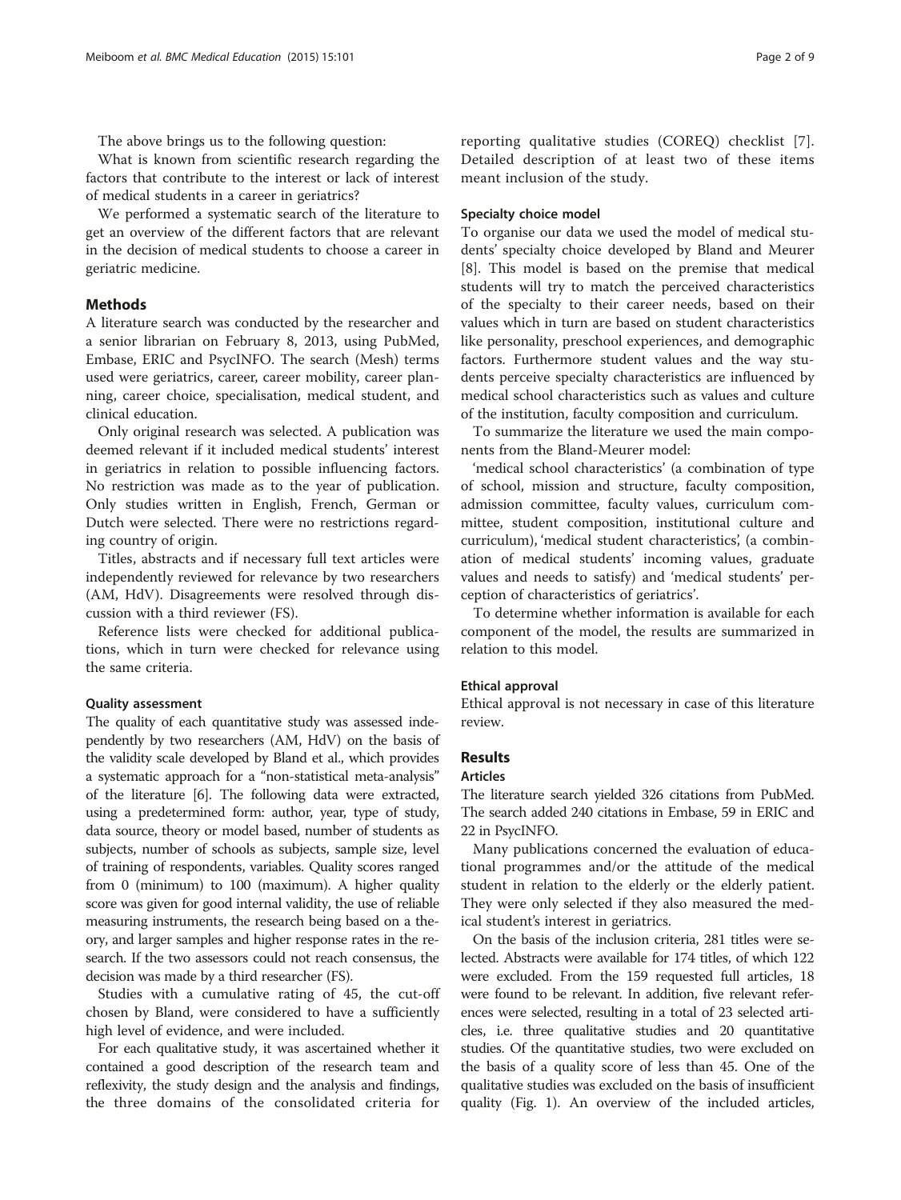The above brings us to the following question:

What is known from scientific research regarding the factors that contribute to the interest or lack of interest of medical students in a career in geriatrics?

We performed a systematic search of the literature to get an overview of the different factors that are relevant in the decision of medical students to choose a career in geriatric medicine.

## Methods

A literature search was conducted by the researcher and a senior librarian on February 8, 2013, using PubMed, Embase, ERIC and PsycINFO. The search (Mesh) terms used were geriatrics, career, career mobility, career planning, career choice, specialisation, medical student, and clinical education.

Only original research was selected. A publication was deemed relevant if it included medical students' interest in geriatrics in relation to possible influencing factors. No restriction was made as to the year of publication. Only studies written in English, French, German or Dutch were selected. There were no restrictions regarding country of origin.

Titles, abstracts and if necessary full text articles were independently reviewed for relevance by two researchers (AM, HdV). Disagreements were resolved through discussion with a third reviewer (FS).

Reference lists were checked for additional publications, which in turn were checked for relevance using the same criteria.

### Quality assessment

The quality of each quantitative study was assessed independently by two researchers (AM, HdV) on the basis of the validity scale developed by Bland et al., which provides a systematic approach for a "non-statistical meta-analysis" of the literature [6]. The following data were extracted, using a predetermined form: author, year, type of study, data source, theory or model based, number of students as subjects, number of schools as subjects, sample size, level of training of respondents, variables. Quality scores ranged from 0 (minimum) to 100 (maximum). A higher quality score was given for good internal validity, the use of reliable measuring instruments, the research being based on a theory, and larger samples and higher response rates in the research. If the two assessors could not reach consensus, the decision was made by a third researcher (FS).

Studies with a cumulative rating of 45, the cut-off chosen by Bland, were considered to have a sufficiently high level of evidence, and were included.

For each qualitative study, it was ascertained whether it contained a good description of the research team and reflexivity, the study design and the analysis and findings, the three domains of the consolidated criteria for reporting qualitative studies (COREQ) checklist [7]. Detailed description of at least two of these items meant inclusion of the study.

### Specialty choice model

To organise our data we used the model of medical students' specialty choice developed by Bland and Meurer [8]. This model is based on the premise that medical students will try to match the perceived characteristics of the specialty to their career needs, based on their values which in turn are based on student characteristics like personality, preschool experiences, and demographic factors. Furthermore student values and the way students perceive specialty characteristics are influenced by medical school characteristics such as values and culture of the institution, faculty composition and curriculum.

To summarize the literature we used the main components from the Bland-Meurer model:

'medical school characteristics' (a combination of type of school, mission and structure, faculty composition, admission committee, faculty values, curriculum committee, student composition, institutional culture and curriculum), 'medical student characteristics', (a combination of medical students' incoming values, graduate values and needs to satisfy) and 'medical students' perception of characteristics of geriatrics'.

To determine whether information is available for each component of the model, the results are summarized in relation to this model.

### Ethical approval

Ethical approval is not necessary in case of this literature review.

## Results

### Articles

The literature search yielded 326 citations from PubMed. The search added 240 citations in Embase, 59 in ERIC and 22 in PsycINFO.

Many publications concerned the evaluation of educational programmes and/or the attitude of the medical student in relation to the elderly or the elderly patient. They were only selected if they also measured the medical student's interest in geriatrics.

On the basis of the inclusion criteria, 281 titles were selected. Abstracts were available for 174 titles, of which 122 were excluded. From the 159 requested full articles, 18 were found to be relevant. In addition, five relevant references were selected, resulting in a total of 23 selected articles, i.e. three qualitative studies and 20 quantitative studies. Of the quantitative studies, two were excluded on the basis of a quality score of less than 45. One of the qualitative studies was excluded on the basis of insufficient quality (Fig. 1). An overview of the included articles,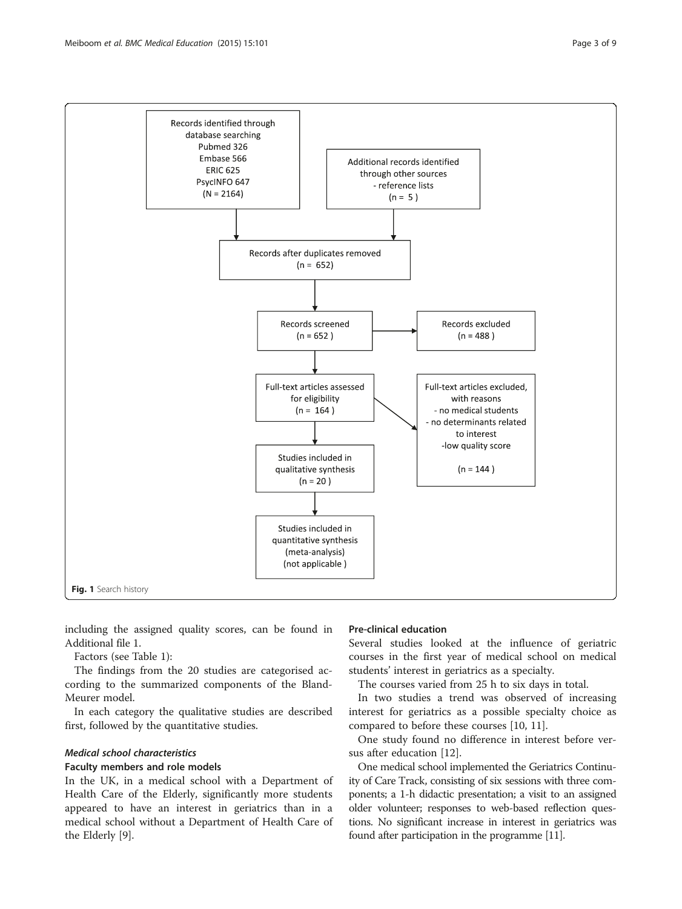Records identified through database searching
Pubmed 326
Embase 566
ERIC 625
PsycINFO 647
(N = 2164)

Additional records identified through other sources
- reference lists
(n = 5 )

Records after duplicates removed
(n = 652)

Records screened
(n = 652 )

Records excluded
(n = 488 )

Full-text articles assessed for eligibility
(n = 164 )

Full-text articles excluded, with reasons
- no medical students
- no determinants related to interest
-low quality score

(n = 144 )

Studies included in qualitative synthesis
(n = 20 )

Studies included in quantitative synthesis (meta-analysis)
(not applicable )

**Fig. 1** Search history

including the assigned quality scores, can be found in Additional file 1.

Factors (see Table 1):

The findings from the 20 studies are categorised according to the summarized components of the Bland-Meurer model.

In each category the qualitative studies are described first, followed by the quantitative studies.

### *Medical school characteristics*

#### Faculty members and role models

In the UK, in a medical school with a Department of Health Care of the Elderly, significantly more students appeared to have an interest in geriatrics than in a medical school without a Department of Health Care of the Elderly [9].

#### Pre-clinical education

Several studies looked at the influence of geriatric courses in the first year of medical school on medical students' interest in geriatrics as a specialty.

The courses varied from 25 h to six days in total.

In two studies a trend was observed of increasing interest for geriatrics as a possible specialty choice as compared to before these courses [10, 11].

One study found no difference in interest before versus after education [12].

One medical school implemented the Geriatrics Continuity of Care Track, consisting of six sessions with three components; a 1-h didactic presentation; a visit to an assigned older volunteer; responses to web-based reflection questions. No significant increase in interest in geriatrics was found after participation in the programme [11].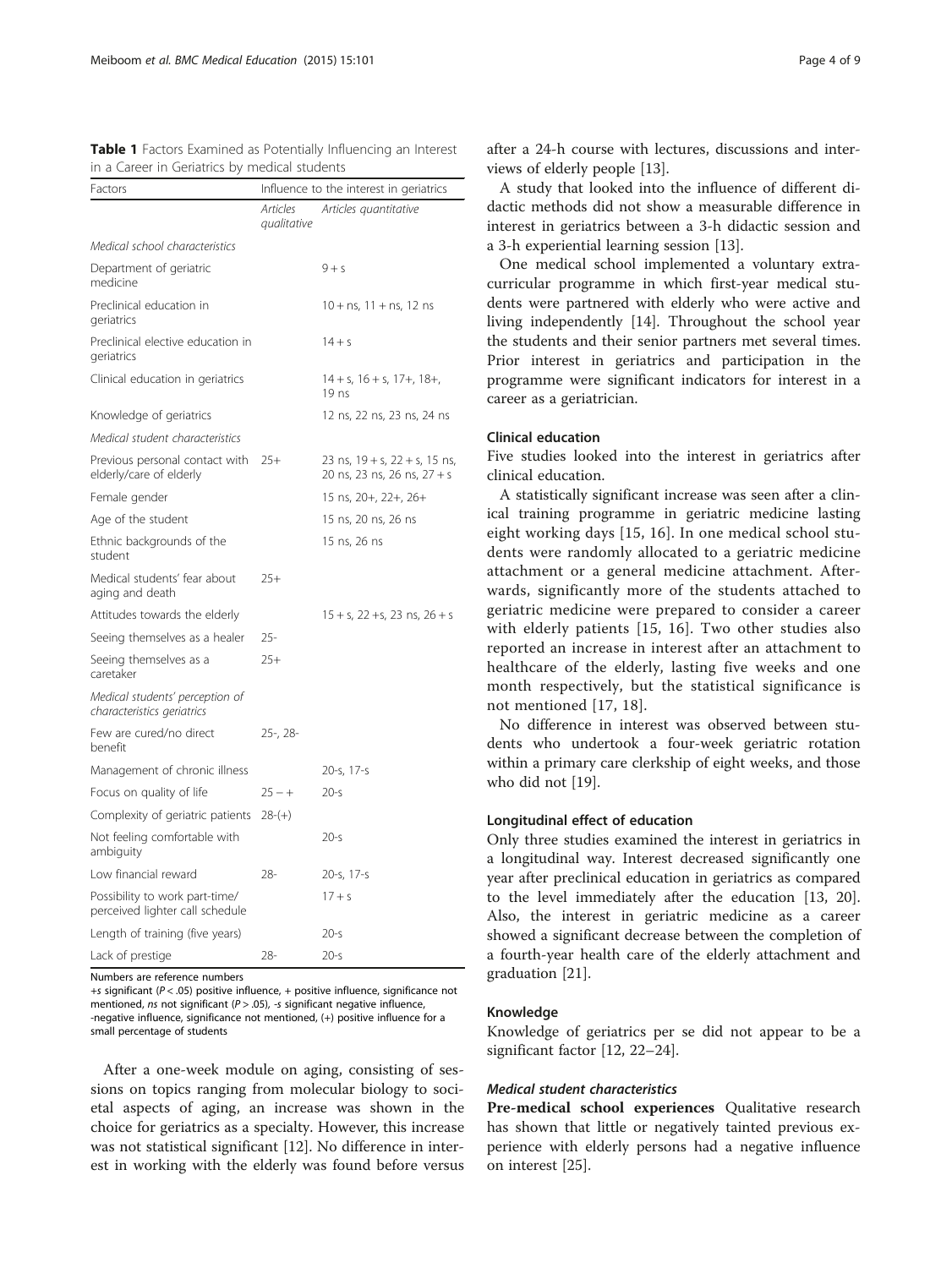**Table 1** Factors Examined as Potentially Influencing an Interest in a Career in Geriatrics by medical students

| Factors | Influence to the interest in geriatrics | |
|---|---|---|
| | *Articles qualitative* | *Articles quantitative* |
| *Medical school characteristics* | | |
| Department of geriatric medicine | | 9 + s |
| Preclinical education in geriatrics | | 10 + ns, 11 + ns, 12 ns |
| Preclinical elective education in geriatrics | | 14 + s |
| Clinical education in geriatrics | | 14 + s, 16 + s, 17+, 18+, 19 ns |
| Knowledge of geriatrics | | 12 ns, 22 ns, 23 ns, 24 ns |
| *Medical student characteristics* | | |
| Previous personal contact with elderly/care of elderly | 25+ | 23 ns, 19 + s, 22 + s, 15 ns, 20 ns, 23 ns, 26 ns, 27 + s |
| Female gender | | 15 ns, 20+, 22+, 26+ |
| Age of the student | | 15 ns, 20 ns, 26 ns |
| Ethnic backgrounds of the student | | 15 ns, 26 ns |
| Medical students' fear about aging and death | 25+ | |
| Attitudes towards the elderly | | 15 + s, 22 +s, 23 ns, 26 + s |
| Seeing themselves as a healer | 25- | |
| Seeing themselves as a caretaker | 25+ | |
| *Medical students' perception of characteristics geriatrics* | | |
| Few are cured/no direct benefit | 25-, 28- | |
| Management of chronic illness | | 20-s, 17-s |
| Focus on quality of life | 25 − + | 20-s |
| Complexity of geriatric patients | 28-(+) | |
| Not feeling comfortable with ambiguity | | 20-s |
| Low financial reward | 28- | 20-s, 17-s |
| Possibility to work part-time/ perceived lighter call schedule | | 17 + s |
| Length of training (five years) | | 20-s |
| Lack of prestige | 28- | 20-s |

Numbers are reference numbers
+s significant ($P < .05$) positive influence, + positive influence, significance not mentioned, *ns* not significant ($P > .05$), -s significant negative influence, -negative influence, significance not mentioned, (+) positive influence for a small percentage of students

After a one-week module on aging, consisting of sessions on topics ranging from molecular biology to societal aspects of aging, an increase was shown in the choice for geriatrics as a specialty. However, this increase was not statistical significant [12]. No difference in interest in working with the elderly was found before versus after a 24-h course with lectures, discussions and interviews of elderly people [13].

A study that looked into the influence of different didactic methods did not show a measurable difference in interest in geriatrics between a 3-h didactic session and a 3-h experiential learning session [13].

One medical school implemented a voluntary extracurricular programme in which first-year medical students were partnered with elderly who were active and living independently [14]. Throughout the school year the students and their senior partners met several times. Prior interest in geriatrics and participation in the programme were significant indicators for interest in a career as a geriatrician.

#### Clinical education

Five studies looked into the interest in geriatrics after clinical education.

A statistically significant increase was seen after a clinical training programme in geriatric medicine lasting eight working days [15, 16]. In one medical school students were randomly allocated to a geriatric medicine attachment or a general medicine attachment. Afterwards, significantly more of the students attached to geriatric medicine were prepared to consider a career with elderly patients [15, 16]. Two other studies also reported an increase in interest after an attachment to healthcare of the elderly, lasting five weeks and one month respectively, but the statistical significance is not mentioned [17, 18].

No difference in interest was observed between students who undertook a four-week geriatric rotation within a primary care clerkship of eight weeks, and those who did not [19].

#### Longitudinal effect of education

Only three studies examined the interest in geriatrics in a longitudinal way. Interest decreased significantly one year after preclinical education in geriatrics as compared to the level immediately after the education [13, 20]. Also, the interest in geriatric medicine as a career showed a significant decrease between the completion of a fourth-year health care of the elderly attachment and graduation [21].

#### Knowledge

Knowledge of geriatrics per se did not appear to be a significant factor [12, 22–24].

### *Medical student characteristics*

**Pre-medical school experiences** Qualitative research has shown that little or negatively tainted previous experience with elderly persons had a negative influence on interest [25].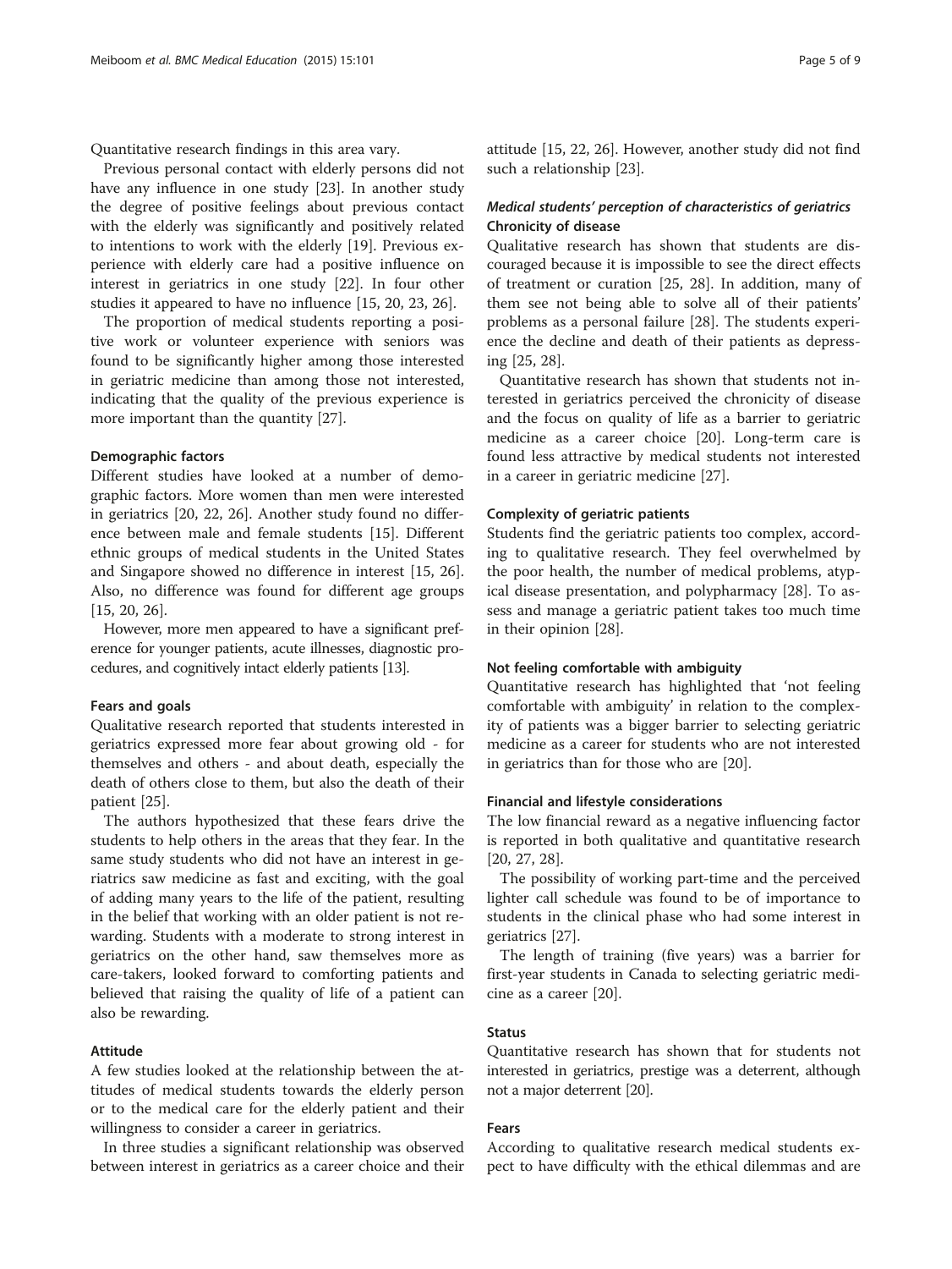Quantitative research findings in this area vary.

Previous personal contact with elderly persons did not have any influence in one study [23]. In another study the degree of positive feelings about previous contact with the elderly was significantly and positively related to intentions to work with the elderly [19]. Previous experience with elderly care had a positive influence on interest in geriatrics in one study [22]. In four other studies it appeared to have no influence [15, 20, 23, 26].

The proportion of medical students reporting a positive work or volunteer experience with seniors was found to be significantly higher among those interested in geriatric medicine than among those not interested, indicating that the quality of the previous experience is more important than the quantity [27].

#### Demographic factors

Different studies have looked at a number of demographic factors. More women than men were interested in geriatrics [20, 22, 26]. Another study found no difference between male and female students [15]. Different ethnic groups of medical students in the United States and Singapore showed no difference in interest [15, 26]. Also, no difference was found for different age groups [15, 20, 26].

However, more men appeared to have a significant preference for younger patients, acute illnesses, diagnostic procedures, and cognitively intact elderly patients [13].

#### Fears and goals

Qualitative research reported that students interested in geriatrics expressed more fear about growing old - for themselves and others - and about death, especially the death of others close to them, but also the death of their patient [25].

The authors hypothesized that these fears drive the students to help others in the areas that they fear. In the same study students who did not have an interest in geriatrics saw medicine as fast and exciting, with the goal of adding many years to the life of the patient, resulting in the belief that working with an older patient is not rewarding. Students with a moderate to strong interest in geriatrics on the other hand, saw themselves more as care-takers, looked forward to comforting patients and believed that raising the quality of life of a patient can also be rewarding.

#### Attitude

A few studies looked at the relationship between the attitudes of medical students towards the elderly person or to the medical care for the elderly patient and their willingness to consider a career in geriatrics.

In three studies a significant relationship was observed between interest in geriatrics as a career choice and their attitude [15, 22, 26]. However, another study did not find such a relationship [23].

### *Medical students' perception of characteristics of geriatrics*

#### Chronicity of disease

Qualitative research has shown that students are discouraged because it is impossible to see the direct effects of treatment or curation [25, 28]. In addition, many of them see not being able to solve all of their patients' problems as a personal failure [28]. The students experience the decline and death of their patients as depressing [25, 28].

Quantitative research has shown that students not interested in geriatrics perceived the chronicity of disease and the focus on quality of life as a barrier to geriatric medicine as a career choice [20]. Long-term care is found less attractive by medical students not interested in a career in geriatric medicine [27].

#### Complexity of geriatric patients

Students find the geriatric patients too complex, according to qualitative research. They feel overwhelmed by the poor health, the number of medical problems, atypical disease presentation, and polypharmacy [28]. To assess and manage a geriatric patient takes too much time in their opinion [28].

#### Not feeling comfortable with ambiguity

Quantitative research has highlighted that 'not feeling comfortable with ambiguity' in relation to the complexity of patients was a bigger barrier to selecting geriatric medicine as a career for students who are not interested in geriatrics than for those who are [20].

#### Financial and lifestyle considerations

The low financial reward as a negative influencing factor is reported in both qualitative and quantitative research [20, 27, 28].

The possibility of working part-time and the perceived lighter call schedule was found to be of importance to students in the clinical phase who had some interest in geriatrics [27].

The length of training (five years) was a barrier for first-year students in Canada to selecting geriatric medicine as a career [20].

#### Status

Quantitative research has shown that for students not interested in geriatrics, prestige was a deterrent, although not a major deterrent [20].

#### Fears

According to qualitative research medical students expect to have difficulty with the ethical dilemmas and are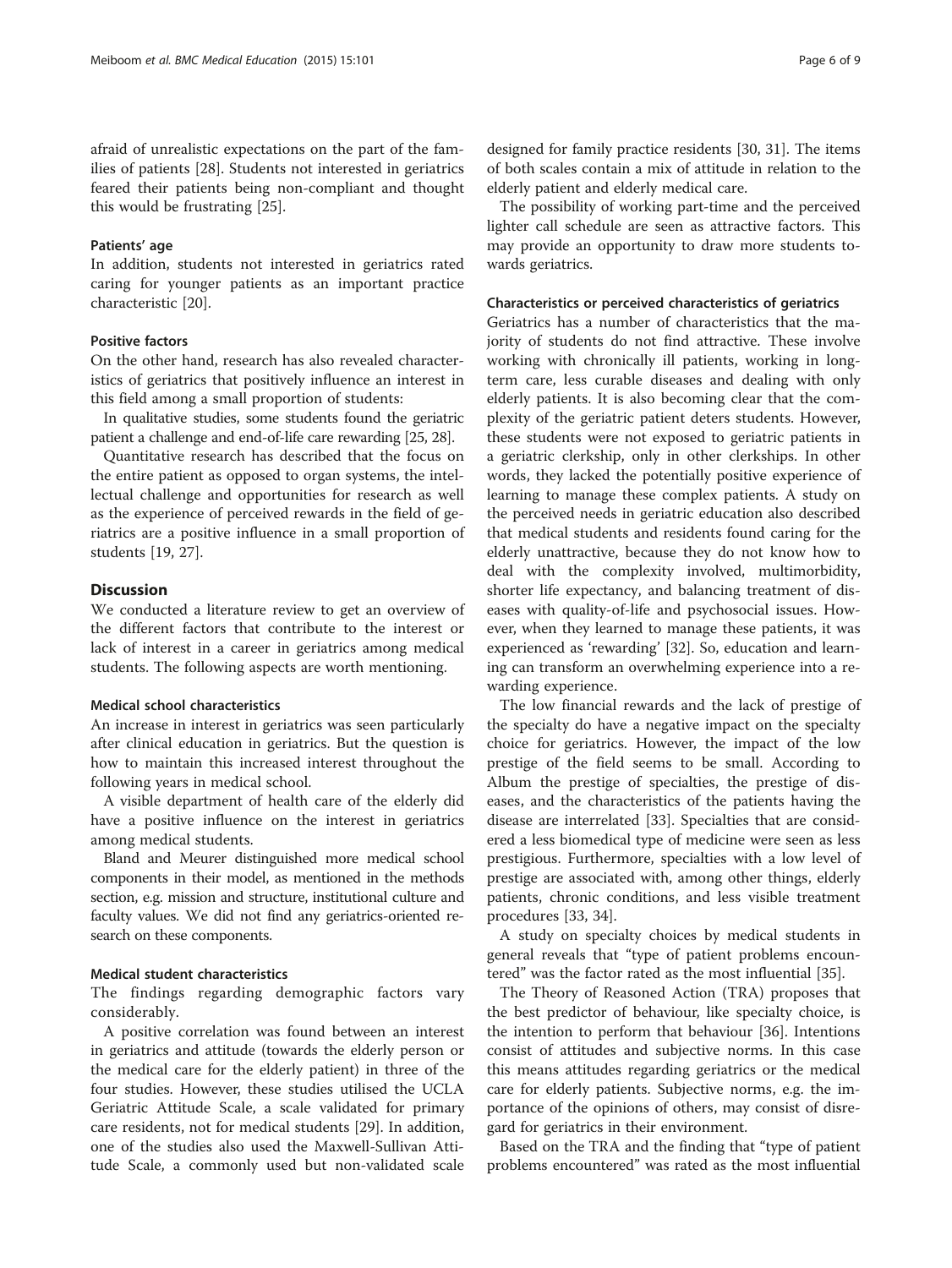afraid of unrealistic expectations on the part of the families of patients [28]. Students not interested in geriatrics feared their patients being non-compliant and thought this would be frustrating [25].

#### Patients' age

In addition, students not interested in geriatrics rated caring for younger patients as an important practice characteristic [20].

#### Positive factors

On the other hand, research has also revealed characteristics of geriatrics that positively influence an interest in this field among a small proportion of students:

In qualitative studies, some students found the geriatric patient a challenge and end-of-life care rewarding [25, 28].

Quantitative research has described that the focus on the entire patient as opposed to organ systems, the intellectual challenge and opportunities for research as well as the experience of perceived rewards in the field of geriatrics are a positive influence in a small proportion of students [19, 27].

## Discussion

We conducted a literature review to get an overview of the different factors that contribute to the interest or lack of interest in a career in geriatrics among medical students. The following aspects are worth mentioning.

#### Medical school characteristics

An increase in interest in geriatrics was seen particularly after clinical education in geriatrics. But the question is how to maintain this increased interest throughout the following years in medical school.

A visible department of health care of the elderly did have a positive influence on the interest in geriatrics among medical students.

Bland and Meurer distinguished more medical school components in their model, as mentioned in the methods section, e.g. mission and structure, institutional culture and faculty values. We did not find any geriatrics-oriented research on these components.

#### Medical student characteristics

The findings regarding demographic factors vary considerably.

A positive correlation was found between an interest in geriatrics and attitude (towards the elderly person or the medical care for the elderly patient) in three of the four studies. However, these studies utilised the UCLA Geriatric Attitude Scale, a scale validated for primary care residents, not for medical students [29]. In addition, one of the studies also used the Maxwell-Sullivan Attitude Scale, a commonly used but non-validated scale designed for family practice residents [30, 31]. The items of both scales contain a mix of attitude in relation to the elderly patient and elderly medical care.

The possibility of working part-time and the perceived lighter call schedule are seen as attractive factors. This may provide an opportunity to draw more students towards geriatrics.

#### Characteristics or perceived characteristics of geriatrics

Geriatrics has a number of characteristics that the majority of students do not find attractive. These involve working with chronically ill patients, working in long-term care, less curable diseases and dealing with only elderly patients. It is also becoming clear that the complexity of the geriatric patient deters students. However, these students were not exposed to geriatric patients in a geriatric clerkship, only in other clerkships. In other words, they lacked the potentially positive experience of learning to manage these complex patients. A study on the perceived needs in geriatric education also described that medical students and residents found caring for the elderly unattractive, because they do not know how to deal with the complexity involved, multimorbidity, shorter life expectancy, and balancing treatment of diseases with quality-of-life and psychosocial issues. However, when they learned to manage these patients, it was experienced as 'rewarding' [32]. So, education and learning can transform an overwhelming experience into a rewarding experience.

The low financial rewards and the lack of prestige of the specialty do have a negative impact on the specialty choice for geriatrics. However, the impact of the low prestige of the field seems to be small. According to Album the prestige of specialties, the prestige of diseases, and the characteristics of the patients having the disease are interrelated [33]. Specialties that are considered a less biomedical type of medicine were seen as less prestigious. Furthermore, specialties with a low level of prestige are associated with, among other things, elderly patients, chronic conditions, and less visible treatment procedures [33, 34].

A study on specialty choices by medical students in general reveals that "type of patient problems encountered" was the factor rated as the most influential [35].

The Theory of Reasoned Action (TRA) proposes that the best predictor of behaviour, like specialty choice, is the intention to perform that behaviour [36]. Intentions consist of attitudes and subjective norms. In this case this means attitudes regarding geriatrics or the medical care for elderly patients. Subjective norms, e.g. the importance of the opinions of others, may consist of disregard for geriatrics in their environment.

Based on the TRA and the finding that "type of patient problems encountered" was rated as the most influential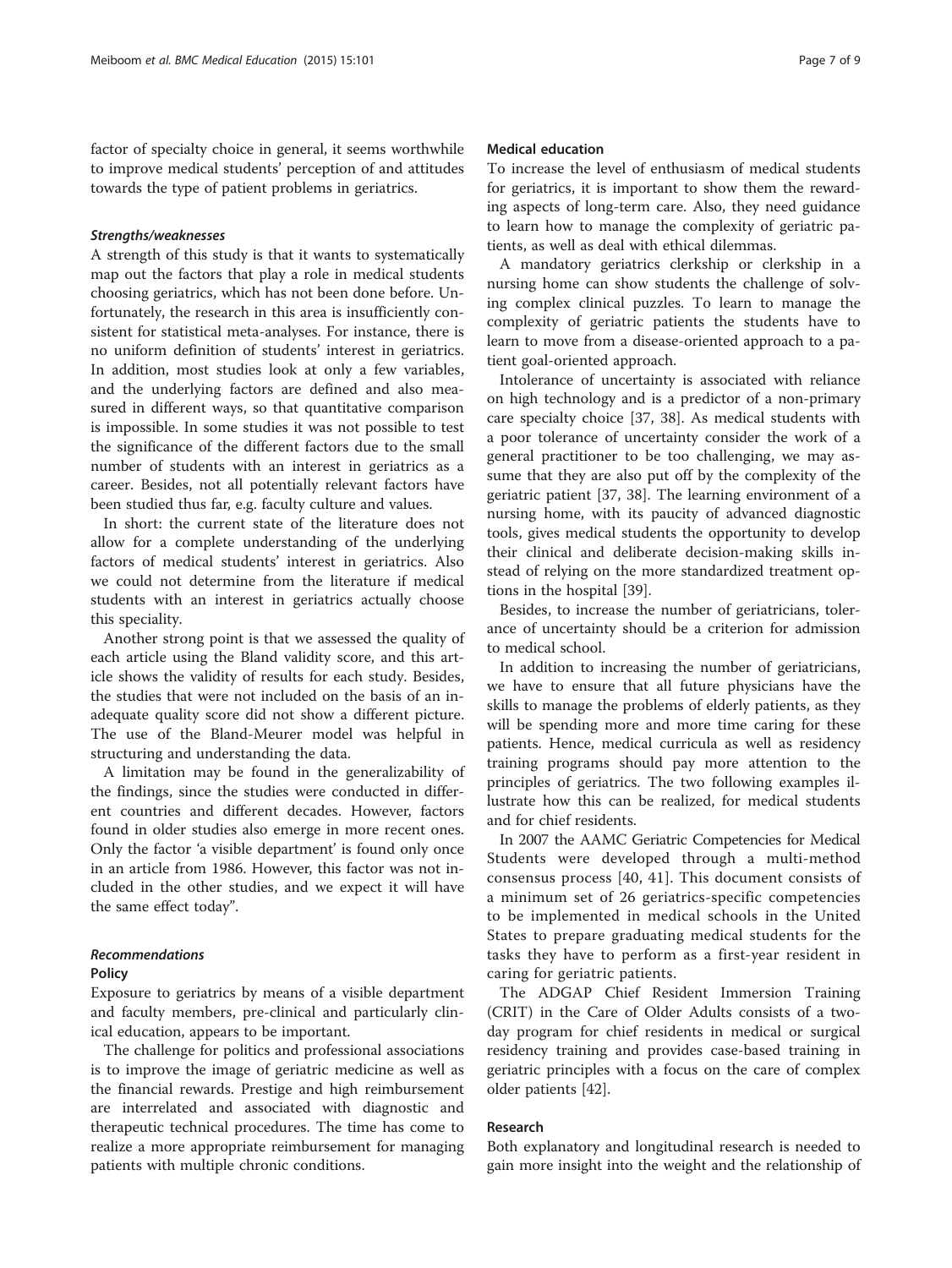factor of specialty choice in general, it seems worthwhile to improve medical students' perception of and attitudes towards the type of patient problems in geriatrics.

### *Strengths/weaknesses*

A strength of this study is that it wants to systematically map out the factors that play a role in medical students choosing geriatrics, which has not been done before. Unfortunately, the research in this area is insufficiently consistent for statistical meta-analyses. For instance, there is no uniform definition of students' interest in geriatrics. In addition, most studies look at only a few variables, and the underlying factors are defined and also measured in different ways, so that quantitative comparison is impossible. In some studies it was not possible to test the significance of the different factors due to the small number of students with an interest in geriatrics as a career. Besides, not all potentially relevant factors have been studied thus far, e.g. faculty culture and values.

In short: the current state of the literature does not allow for a complete understanding of the underlying factors of medical students' interest in geriatrics. Also we could not determine from the literature if medical students with an interest in geriatrics actually choose this speciality.

Another strong point is that we assessed the quality of each article using the Bland validity score, and this article shows the validity of results for each study. Besides, the studies that were not included on the basis of an inadequate quality score did not show a different picture. The use of the Bland-Meurer model was helpful in structuring and understanding the data.

A limitation may be found in the generalizability of the findings, since the studies were conducted in different countries and different decades. However, factors found in older studies also emerge in more recent ones. Only the factor 'a visible department' is found only once in an article from 1986. However, this factor was not included in the other studies, and we expect it will have the same effect today".

### *Recommendations*

#### Policy

Exposure to geriatrics by means of a visible department and faculty members, pre-clinical and particularly clinical education, appears to be important.

The challenge for politics and professional associations is to improve the image of geriatric medicine as well as the financial rewards. Prestige and high reimbursement are interrelated and associated with diagnostic and therapeutic technical procedures. The time has come to realize a more appropriate reimbursement for managing patients with multiple chronic conditions.

#### Medical education

To increase the level of enthusiasm of medical students for geriatrics, it is important to show them the rewarding aspects of long-term care. Also, they need guidance to learn how to manage the complexity of geriatric patients, as well as deal with ethical dilemmas.

A mandatory geriatrics clerkship or clerkship in a nursing home can show students the challenge of solving complex clinical puzzles. To learn to manage the complexity of geriatric patients the students have to learn to move from a disease-oriented approach to a patient goal-oriented approach.

Intolerance of uncertainty is associated with reliance on high technology and is a predictor of a non-primary care specialty choice [37, 38]. As medical students with a poor tolerance of uncertainty consider the work of a general practitioner to be too challenging, we may assume that they are also put off by the complexity of the geriatric patient [37, 38]. The learning environment of a nursing home, with its paucity of advanced diagnostic tools, gives medical students the opportunity to develop their clinical and deliberate decision-making skills instead of relying on the more standardized treatment options in the hospital [39].

Besides, to increase the number of geriatricians, tolerance of uncertainty should be a criterion for admission to medical school.

In addition to increasing the number of geriatricians, we have to ensure that all future physicians have the skills to manage the problems of elderly patients, as they will be spending more and more time caring for these patients. Hence, medical curricula as well as residency training programs should pay more attention to the principles of geriatrics. The two following examples illustrate how this can be realized, for medical students and for chief residents.

In 2007 the AAMC Geriatric Competencies for Medical Students were developed through a multi-method consensus process [40, 41]. This document consists of a minimum set of 26 geriatrics-specific competencies to be implemented in medical schools in the United States to prepare graduating medical students for the tasks they have to perform as a first-year resident in caring for geriatric patients.

The ADGAP Chief Resident Immersion Training (CRIT) in the Care of Older Adults consists of a two-day program for chief residents in medical or surgical residency training and provides case-based training in geriatric principles with a focus on the care of complex older patients [42].

#### Research

Both explanatory and longitudinal research is needed to gain more insight into the weight and the relationship of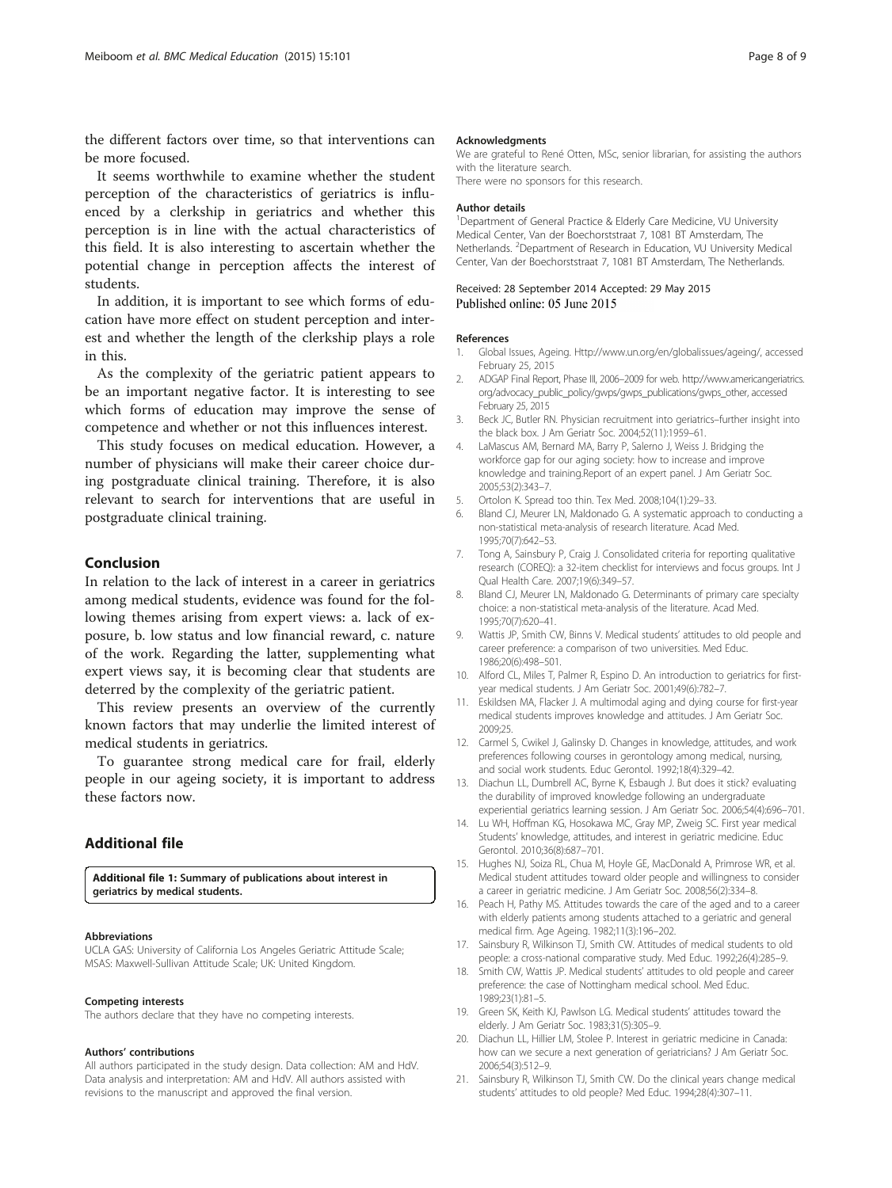the different factors over time, so that interventions can be more focused.

It seems worthwhile to examine whether the student perception of the characteristics of geriatrics is influenced by a clerkship in geriatrics and whether this perception is in line with the actual characteristics of this field. It is also interesting to ascertain whether the potential change in perception affects the interest of students.

In addition, it is important to see which forms of education have more effect on student perception and interest and whether the length of the clerkship plays a role in this.

As the complexity of the geriatric patient appears to be an important negative factor. It is interesting to see which forms of education may improve the sense of competence and whether or not this influences interest.

This study focuses on medical education. However, a number of physicians will make their career choice during postgraduate clinical training. Therefore, it is also relevant to search for interventions that are useful in postgraduate clinical training.

## Conclusion

In relation to the lack of interest in a career in geriatrics among medical students, evidence was found for the following themes arising from expert views: a. lack of exposure, b. low status and low financial reward, c. nature of the work. Regarding the latter, supplementing what expert views say, it is becoming clear that students are deterred by the complexity of the geriatric patient.

This review presents an overview of the currently known factors that may underlie the limited interest of medical students in geriatrics.

To guarantee strong medical care for frail, elderly people in our ageing society, it is important to address these factors now.

## Additional file

**Additional file 1: Summary of publications about interest in geriatrics by medical students.**

#### Abbreviations

UCLA GAS: University of California Los Angeles Geriatric Attitude Scale; MSAS: Maxwell-Sullivan Attitude Scale; UK: United Kingdom.

#### Competing interests

The authors declare that they have no competing interests.

#### Authors' contributions

All authors participated in the study design. Data collection: AM and HdV. Data analysis and interpretation: AM and HdV. All authors assisted with revisions to the manuscript and approved the final version.

#### Acknowledgments

We are grateful to René Otten, MSc, senior librarian, for assisting the authors with the literature search.

There were no sponsors for this research.

#### Author details

[1]Department of General Practice & Elderly Care Medicine, VU University Medical Center, Van der Boechorststraat 7, 1081 BT Amsterdam, The Netherlands. [2]Department of Research in Education, VU University Medical Center, Van der Boechorststraat 7, 1081 BT Amsterdam, The Netherlands.

Received: 28 September 2014 Accepted: 29 May 2015
Published online: 05 June 2015

#### References

1. Global Issues, Ageing. Http://www.un.org/en/globalissues/ageing/, accessed February 25, 2015
2. ADGAP Final Report, Phase III, 2006–2009 for web. http://www.americangeriatrics.org/advocacy_public_policy/gwps/gwps_publications/gwps_other, accessed February 25, 2015
3. Beck JC, Butler RN. Physician recruitment into geriatrics–further insight into the black box. J Am Geriatr Soc. 2004;52(11):1959–61.
4. LaMascus AM, Bernard MA, Barry P, Salerno J, Weiss J. Bridging the workforce gap for our aging society: how to increase and improve knowledge and training.Report of an expert panel. J Am Geriatr Soc. 2005;53(2):343–7.
5. Ortolon K. Spread too thin. Tex Med. 2008;104(1):29–33.
6. Bland CJ, Meurer LN, Maldonado G. A systematic approach to conducting a non-statistical meta-analysis of research literature. Acad Med. 1995;70(7):642–53.
7. Tong A, Sainsbury P, Craig J. Consolidated criteria for reporting qualitative research (COREQ): a 32-item checklist for interviews and focus groups. Int J Qual Health Care. 2007;19(6):349–57.
8. Bland CJ, Meurer LN, Maldonado G. Determinants of primary care specialty choice: a non-statistical meta-analysis of the literature. Acad Med. 1995;70(7):620–41.
9. Wattis JP, Smith CW, Binns V. Medical students' attitudes to old people and career preference: a comparison of two universities. Med Educ. 1986;20(6):498–501.
10. Alford CL, Miles T, Palmer R, Espino D. An introduction to geriatrics for first-year medical students. J Am Geriatr Soc. 2001;49(6):782–7.
11. Eskildsen MA, Flacker J. A multimodal aging and dying course for first-year medical students improves knowledge and attitudes. J Am Geriatr Soc. 2009;25.
12. Carmel S, Cwikel J, Galinsky D. Changes in knowledge, attitudes, and work preferences following courses in gerontology among medical, nursing, and social work students. Educ Gerontol. 1992;18(4):329–42.
13. Diachun LL, Dumbrell AC, Byrne K, Esbaugh J. But does it stick? evaluating the durability of improved knowledge following an undergraduate experiential geriatrics learning session. J Am Geriatr Soc. 2006;54(4):696–701.
14. Lu WH, Hoffman KG, Hosokawa MC, Gray MP, Zweig SC. First year medical Students' knowledge, attitudes, and interest in geriatric medicine. Educ Gerontol. 2010;36(8):687–701.
15. Hughes NJ, Soiza RL, Chua M, Hoyle GE, MacDonald A, Primrose WR, et al. Medical student attitudes toward older people and willingness to consider a career in geriatric medicine. J Am Geriatr Soc. 2008;56(2):334–8.
16. Peach H, Pathy MS. Attitudes towards the care of the aged and to a career with elderly patients among students attached to a geriatric and general medical firm. Age Ageing. 1982;11(3):196–202.
17. Sainsbury R, Wilkinson TJ, Smith CW. Attitudes of medical students to old people: a cross-national comparative study. Med Educ. 1992;26(4):285–9.
18. Smith CW, Wattis JP. Medical students' attitudes to old people and career preference: the case of Nottingham medical school. Med Educ. 1989;23(1):81–5.
19. Green SK, Keith KJ, Pawlson LG. Medical students' attitudes toward the elderly. J Am Geriatr Soc. 1983;31(5):305–9.
20. Diachun LL, Hillier LM, Stolee P. Interest in geriatric medicine in Canada: how can we secure a next generation of geriatricians? J Am Geriatr Soc. 2006;54(3):512–9.
21. Sainsbury R, Wilkinson TJ, Smith CW. Do the clinical years change medical students' attitudes to old people? Med Educ. 1994;28(4):307–11.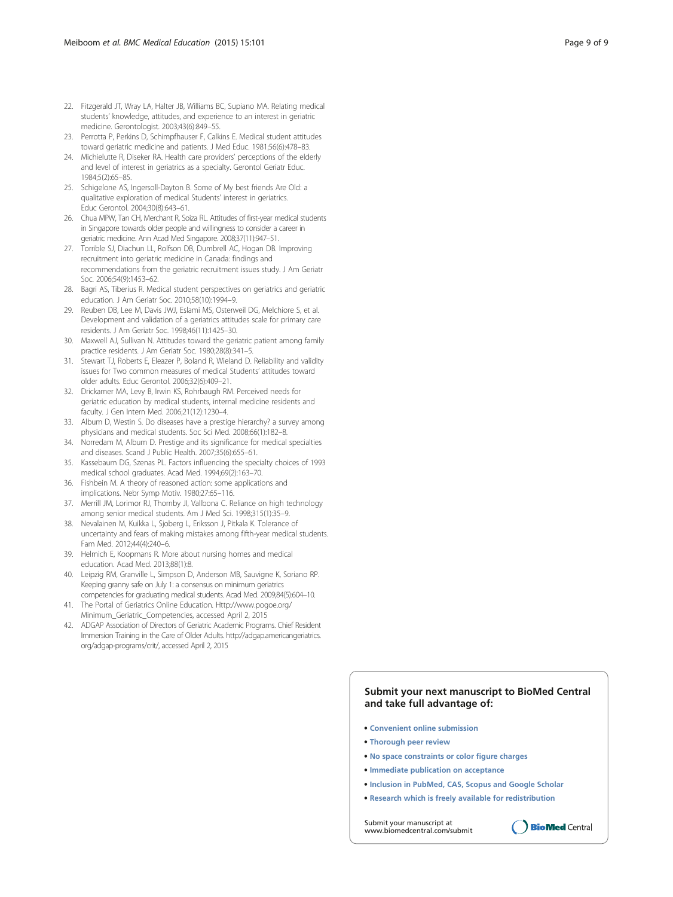22. Fitzgerald JT, Wray LA, Halter JB, Williams BC, Supiano MA. Relating medical students' knowledge, attitudes, and experience to an interest in geriatric medicine. Gerontologist. 2003;43(6):849–55.
23. Perrotta P, Perkins D, Schimpfhauser F, Calkins E. Medical student attitudes toward geriatric medicine and patients. J Med Educ. 1981;56(6):478–83.
24. Michielutte R, Diseker RA. Health care providers' perceptions of the elderly and level of interest in geriatrics as a specialty. Gerontol Geriatr Educ. 1984;5(2):65–85.
25. Schigelone AS, Ingersoll-Dayton B. Some of My best friends Are Old: a qualitative exploration of medical Students' interest in geriatrics. Educ Gerontol. 2004;30(8):643–61.
26. Chua MPW, Tan CH, Merchant R, Soiza RL. Attitudes of first-year medical students in Singapore towards older people and willingness to consider a career in geriatric medicine. Ann Acad Med Singapore. 2008;37(11):947–51.
27. Torrible SJ, Diachun LL, Rolfson DB, Dumbrell AC, Hogan DB. Improving recruitment into geriatric medicine in Canada: findings and recommendations from the geriatric recruitment issues study. J Am Geriatr Soc. 2006;54(9):1453–62.
28. Bagri AS, Tiberius R. Medical student perspectives on geriatrics and geriatric education. J Am Geriatr Soc. 2010;58(10):1994–9.
29. Reuben DB, Lee M, Davis JWJ, Eslami MS, Osterweil DG, Melchiore S, et al. Development and validation of a geriatrics attitudes scale for primary care residents. J Am Geriatr Soc. 1998;46(11):1425–30.
30. Maxwell AJ, Sullivan N. Attitudes toward the geriatric patient among family practice residents. J Am Geriatr Soc. 1980;28(8):341–5.
31. Stewart TJ, Roberts E, Eleazer P, Boland R, Wieland D. Reliability and validity issues for Two common measures of medical Students' attitudes toward older adults. Educ Gerontol. 2006;32(6):409–21.
32. Drickamer MA, Levy B, Irwin KS, Rohrbaugh RM. Perceived needs for geriatric education by medical students, internal medicine residents and faculty. J Gen Intern Med. 2006;21(12):1230–4.
33. Album D, Westin S. Do diseases have a prestige hierarchy? a survey among physicians and medical students. Soc Sci Med. 2008;66(1):182–8.
34. Norredam M, Album D. Prestige and its significance for medical specialties and diseases. Scand J Public Health. 2007;35(6):655–61.
35. Kassebaum DG, Szenas PL. Factors influencing the specialty choices of 1993 medical school graduates. Acad Med. 1994;69(2):163–70.
36. Fishbein M. A theory of reasoned action: some applications and implications. Nebr Symp Motiv. 1980;27:65–116.
37. Merrill JM, Lorimor RJ, Thornby JI, Vallbona C. Reliance on high technology among senior medical students. Am J Med Sci. 1998;315(1):35–9.
38. Nevalainen M, Kuikka L, Sjoberg L, Eriksson J, Pitkala K. Tolerance of uncertainty and fears of making mistakes among fifth-year medical students. Fam Med. 2012;44(4):240–6.
39. Helmich E, Koopmans R. More about nursing homes and medical education. Acad Med. 2013;88(1):8.
40. Leipzig RM, Granville L, Simpson D, Anderson MB, Sauvigne K, Soriano RP. Keeping granny safe on July 1: a consensus on minimum geriatrics competencies for graduating medical students. Acad Med. 2009;84(5):604–10.
41. The Portal of Geriatrics Online Education. Http://www.pogoe.org/Minimum_Geriatric_Competencies, accessed April 2, 2015
42. ADGAP Association of Directors of Geriatric Academic Programs. Chief Resident Immersion Training in the Care of Older Adults. http://adgap.americangeriatrics.org/adgap-programs/crit/, accessed April 2, 2015

**Submit your next manuscript to BioMed Central and take full advantage of:**

- Convenient online submission
- Thorough peer review
- No space constraints or color figure charges
- Immediate publication on acceptance
- Inclusion in PubMed, CAS, Scopus and Google Scholar
- Research which is freely available for redistribution

Submit your manuscript at
www.biomedcentral.com/submit

BioMed Central